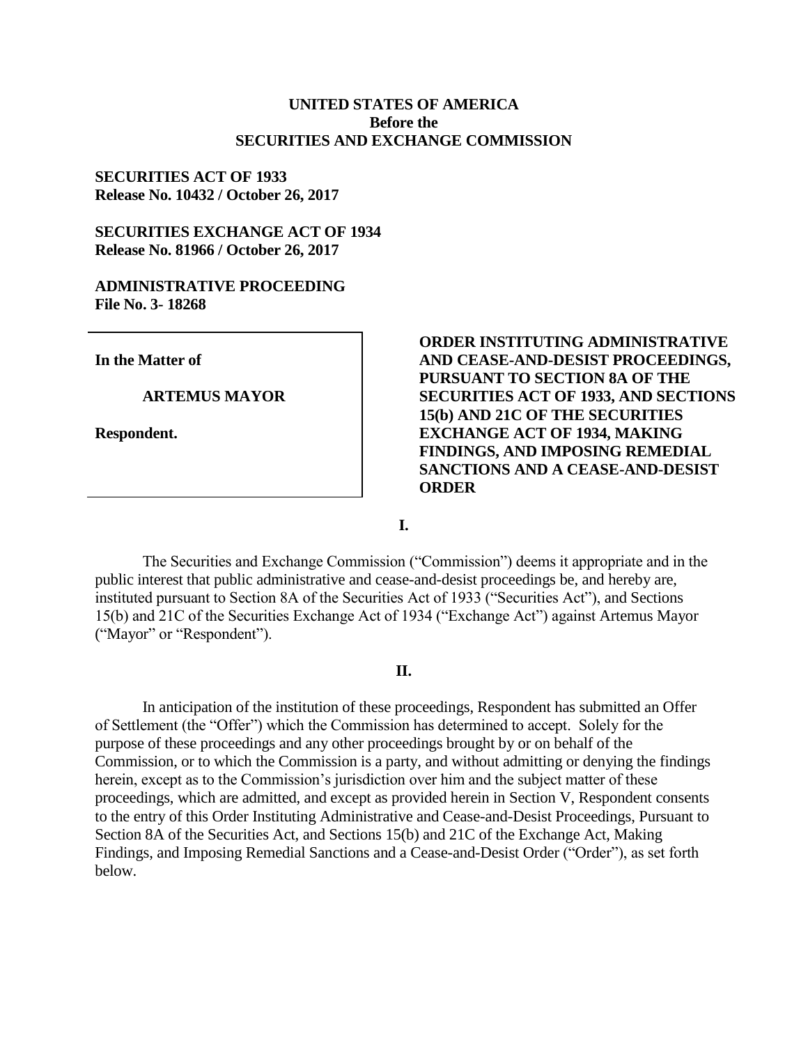**UNITED STATES OF AMERICA**
**Before the**
**SECURITIES AND EXCHANGE COMMISSION**

**SECURITIES ACT OF 1933**
**Release No. 10432 / October 26, 2017**

**SECURITIES EXCHANGE ACT OF 1934**
**Release No. 81966 / October 26, 2017**

**ADMINISTRATIVE PROCEEDING**
**File No. 3- 18268**

**In the Matter of**

**ARTEMUS MAYOR**

**Respondent.**

**ORDER INSTITUTING ADMINISTRATIVE AND CEASE-AND-DESIST PROCEEDINGS, PURSUANT TO SECTION 8A OF THE SECURITIES ACT OF 1933, AND SECTIONS 15(b) AND 21C OF THE SECURITIES EXCHANGE ACT OF 1934, MAKING FINDINGS, AND IMPOSING REMEDIAL SANCTIONS AND A CEASE-AND-DESIST ORDER**

**I.**

The Securities and Exchange Commission ("Commission") deems it appropriate and in the public interest that public administrative and cease-and-desist proceedings be, and hereby are, instituted pursuant to Section 8A of the Securities Act of 1933 ("Securities Act"), and Sections 15(b) and 21C of the Securities Exchange Act of 1934 ("Exchange Act") against Artemus Mayor ("Mayor" or "Respondent").

**II.**

In anticipation of the institution of these proceedings, Respondent has submitted an Offer of Settlement (the "Offer") which the Commission has determined to accept. Solely for the purpose of these proceedings and any other proceedings brought by or on behalf of the Commission, or to which the Commission is a party, and without admitting or denying the findings herein, except as to the Commission's jurisdiction over him and the subject matter of these proceedings, which are admitted, and except as provided herein in Section V, Respondent consents to the entry of this Order Instituting Administrative and Cease-and-Desist Proceedings, Pursuant to Section 8A of the Securities Act, and Sections 15(b) and 21C of the Exchange Act, Making Findings, and Imposing Remedial Sanctions and a Cease-and-Desist Order ("Order"), as set forth below.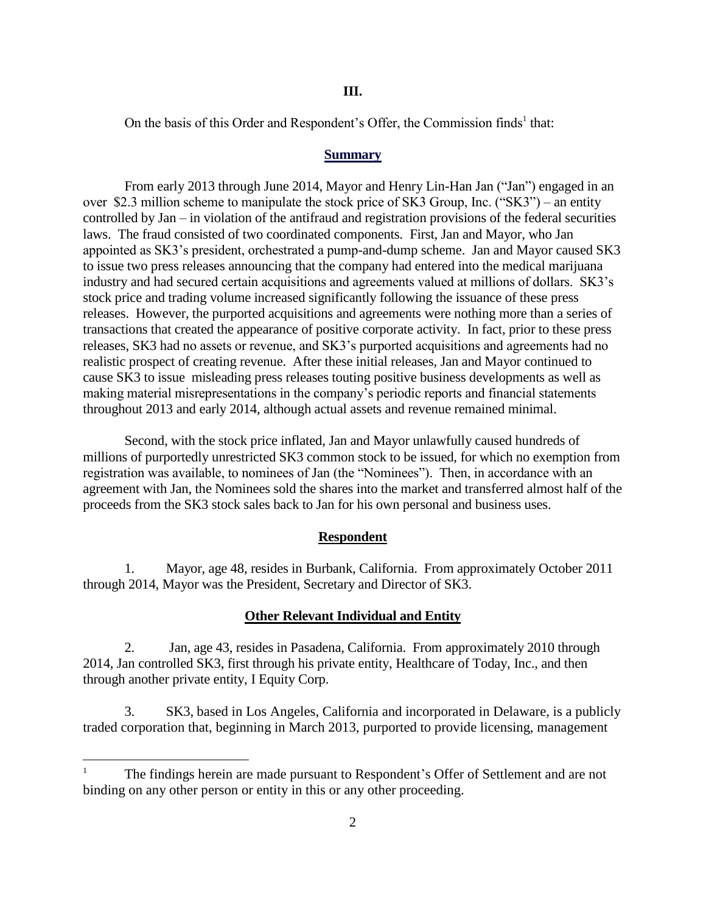## III.

On the basis of this Order and Respondent's Offer, the Commission finds[1] that:

### Summary

From early 2013 through June 2014, Mayor and Henry Lin-Han Jan ("Jan") engaged in an over \$2.3 million scheme to manipulate the stock price of SK3 Group, Inc. ("SK3") – an entity controlled by Jan – in violation of the antifraud and registration provisions of the federal securities laws. The fraud consisted of two coordinated components. First, Jan and Mayor, who Jan appointed as SK3's president, orchestrated a pump-and-dump scheme. Jan and Mayor caused SK3 to issue two press releases announcing that the company had entered into the medical marijuana industry and had secured certain acquisitions and agreements valued at millions of dollars. SK3's stock price and trading volume increased significantly following the issuance of these press releases. However, the purported acquisitions and agreements were nothing more than a series of transactions that created the appearance of positive corporate activity. In fact, prior to these press releases, SK3 had no assets or revenue, and SK3's purported acquisitions and agreements had no realistic prospect of creating revenue. After these initial releases, Jan and Mayor continued to cause SK3 to issue misleading press releases touting positive business developments as well as making material misrepresentations in the company's periodic reports and financial statements throughout 2013 and early 2014, although actual assets and revenue remained minimal.

Second, with the stock price inflated, Jan and Mayor unlawfully caused hundreds of millions of purportedly unrestricted SK3 common stock to be issued, for which no exemption from registration was available, to nominees of Jan (the "Nominees"). Then, in accordance with an agreement with Jan, the Nominees sold the shares into the market and transferred almost half of the proceeds from the SK3 stock sales back to Jan for his own personal and business uses.

### Respondent

1. Mayor, age 48, resides in Burbank, California. From approximately October 2011 through 2014, Mayor was the President, Secretary and Director of SK3.

### Other Relevant Individual and Entity

2. Jan, age 43, resides in Pasadena, California. From approximately 2010 through 2014, Jan controlled SK3, first through his private entity, Healthcare of Today, Inc., and then through another private entity, I Equity Corp.

3. SK3, based in Los Angeles, California and incorporated in Delaware, is a publicly traded corporation that, beginning in March 2013, purported to provide licensing, management

---

[1] The findings herein are made pursuant to Respondent's Offer of Settlement and are not binding on any other person or entity in this or any other proceeding.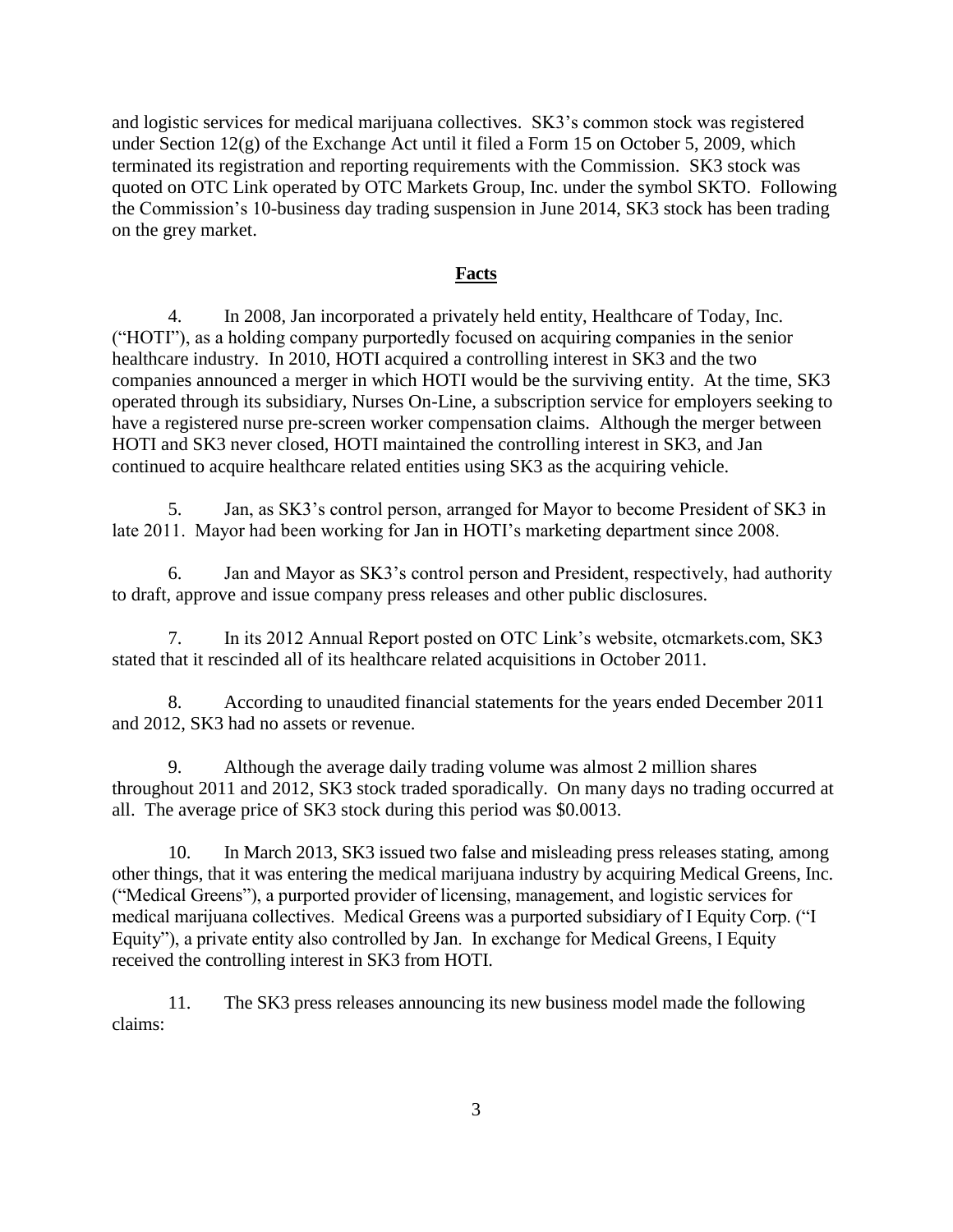and logistic services for medical marijuana collectives. SK3's common stock was registered under Section 12(g) of the Exchange Act until it filed a Form 15 on October 5, 2009, which terminated its registration and reporting requirements with the Commission. SK3 stock was quoted on OTC Link operated by OTC Markets Group, Inc. under the symbol SKTO. Following the Commission's 10-business day trading suspension in June 2014, SK3 stock has been trading on the grey market.

## Facts

4. In 2008, Jan incorporated a privately held entity, Healthcare of Today, Inc. ("HOTI"), as a holding company purportedly focused on acquiring companies in the senior healthcare industry. In 2010, HOTI acquired a controlling interest in SK3 and the two companies announced a merger in which HOTI would be the surviving entity. At the time, SK3 operated through its subsidiary, Nurses On-Line, a subscription service for employers seeking to have a registered nurse pre-screen worker compensation claims. Although the merger between HOTI and SK3 never closed, HOTI maintained the controlling interest in SK3, and Jan continued to acquire healthcare related entities using SK3 as the acquiring vehicle.

5. Jan, as SK3's control person, arranged for Mayor to become President of SK3 in late 2011. Mayor had been working for Jan in HOTI's marketing department since 2008.

6. Jan and Mayor as SK3's control person and President, respectively, had authority to draft, approve and issue company press releases and other public disclosures.

7. In its 2012 Annual Report posted on OTC Link's website, otcmarkets.com, SK3 stated that it rescinded all of its healthcare related acquisitions in October 2011.

8. According to unaudited financial statements for the years ended December 2011 and 2012, SK3 had no assets or revenue.

9. Although the average daily trading volume was almost 2 million shares throughout 2011 and 2012, SK3 stock traded sporadically. On many days no trading occurred at all. The average price of SK3 stock during this period was $0.0013.

10. In March 2013, SK3 issued two false and misleading press releases stating, among other things, that it was entering the medical marijuana industry by acquiring Medical Greens, Inc. ("Medical Greens"), a purported provider of licensing, management, and logistic services for medical marijuana collectives. Medical Greens was a purported subsidiary of I Equity Corp. ("I Equity"), a private entity also controlled by Jan. In exchange for Medical Greens, I Equity received the controlling interest in SK3 from HOTI.

11. The SK3 press releases announcing its new business model made the following claims: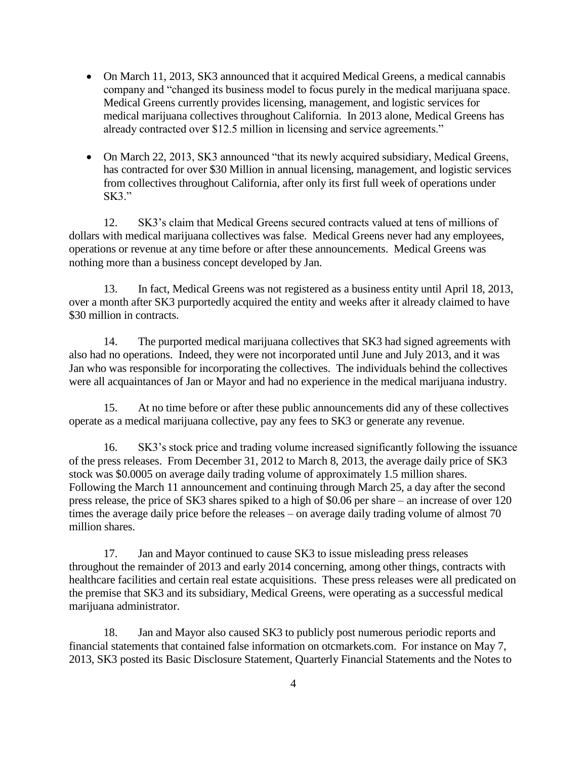- On March 11, 2013, SK3 announced that it acquired Medical Greens, a medical cannabis company and "changed its business model to focus purely in the medical marijuana space. Medical Greens currently provides licensing, management, and logistic services for medical marijuana collectives throughout California. In 2013 alone, Medical Greens has already contracted over $12.5 million in licensing and service agreements."

- On March 22, 2013, SK3 announced "that its newly acquired subsidiary, Medical Greens, has contracted for over $30 Million in annual licensing, management, and logistic services from collectives throughout California, after only its first full week of operations under SK3."

12. SK3's claim that Medical Greens secured contracts valued at tens of millions of dollars with medical marijuana collectives was false. Medical Greens never had any employees, operations or revenue at any time before or after these announcements. Medical Greens was nothing more than a business concept developed by Jan.

13. In fact, Medical Greens was not registered as a business entity until April 18, 2013, over a month after SK3 purportedly acquired the entity and weeks after it already claimed to have $30 million in contracts.

14. The purported medical marijuana collectives that SK3 had signed agreements with also had no operations. Indeed, they were not incorporated until June and July 2013, and it was Jan who was responsible for incorporating the collectives. The individuals behind the collectives were all acquaintances of Jan or Mayor and had no experience in the medical marijuana industry.

15. At no time before or after these public announcements did any of these collectives operate as a medical marijuana collective, pay any fees to SK3 or generate any revenue.

16. SK3's stock price and trading volume increased significantly following the issuance of the press releases. From December 31, 2012 to March 8, 2013, the average daily price of SK3 stock was $0.0005 on average daily trading volume of approximately 1.5 million shares. Following the March 11 announcement and continuing through March 25, a day after the second press release, the price of SK3 shares spiked to a high of $0.06 per share – an increase of over 120 times the average daily price before the releases – on average daily trading volume of almost 70 million shares.

17. Jan and Mayor continued to cause SK3 to issue misleading press releases throughout the remainder of 2013 and early 2014 concerning, among other things, contracts with healthcare facilities and certain real estate acquisitions. These press releases were all predicated on the premise that SK3 and its subsidiary, Medical Greens, were operating as a successful medical marijuana administrator.

18. Jan and Mayor also caused SK3 to publicly post numerous periodic reports and financial statements that contained false information on otcmarkets.com. For instance on May 7, 2013, SK3 posted its Basic Disclosure Statement, Quarterly Financial Statements and the Notes to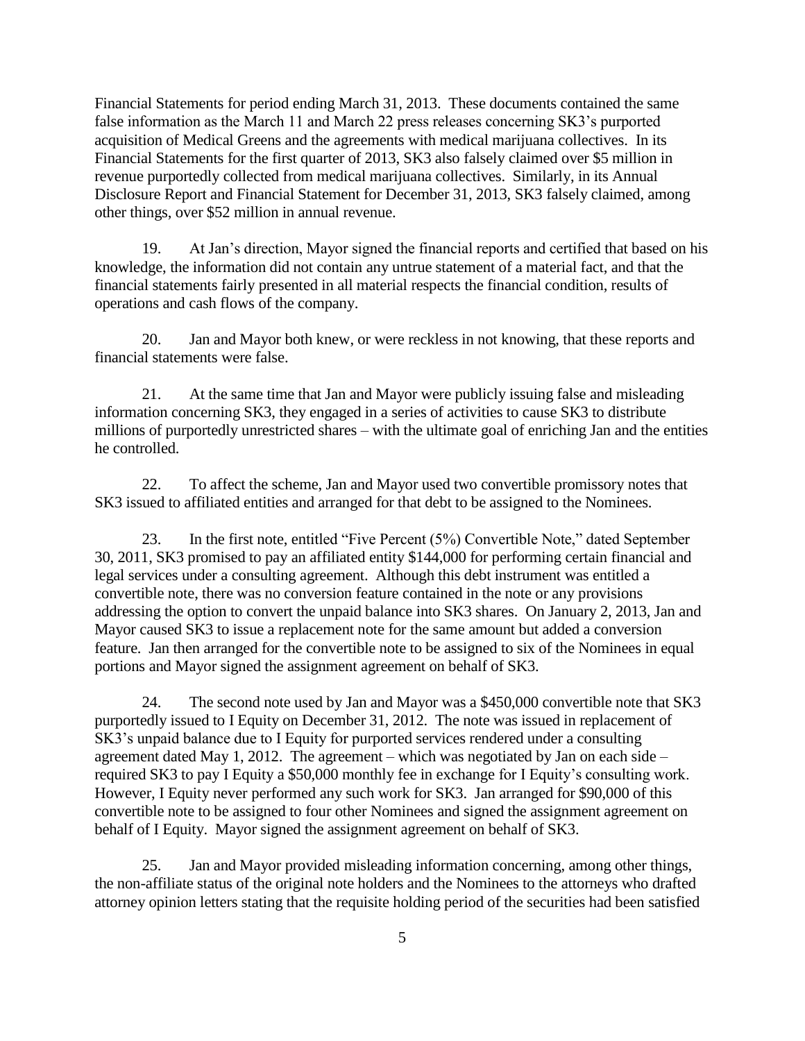Financial Statements for period ending March 31, 2013. These documents contained the same false information as the March 11 and March 22 press releases concerning SK3's purported acquisition of Medical Greens and the agreements with medical marijuana collectives. In its Financial Statements for the first quarter of 2013, SK3 also falsely claimed over $5 million in revenue purportedly collected from medical marijuana collectives. Similarly, in its Annual Disclosure Report and Financial Statement for December 31, 2013, SK3 falsely claimed, among other things, over $52 million in annual revenue.

19. At Jan's direction, Mayor signed the financial reports and certified that based on his knowledge, the information did not contain any untrue statement of a material fact, and that the financial statements fairly presented in all material respects the financial condition, results of operations and cash flows of the company.

20. Jan and Mayor both knew, or were reckless in not knowing, that these reports and financial statements were false.

21. At the same time that Jan and Mayor were publicly issuing false and misleading information concerning SK3, they engaged in a series of activities to cause SK3 to distribute millions of purportedly unrestricted shares – with the ultimate goal of enriching Jan and the entities he controlled.

22. To affect the scheme, Jan and Mayor used two convertible promissory notes that SK3 issued to affiliated entities and arranged for that debt to be assigned to the Nominees.

23. In the first note, entitled "Five Percent (5%) Convertible Note," dated September 30, 2011, SK3 promised to pay an affiliated entity $144,000 for performing certain financial and legal services under a consulting agreement. Although this debt instrument was entitled a convertible note, there was no conversion feature contained in the note or any provisions addressing the option to convert the unpaid balance into SK3 shares. On January 2, 2013, Jan and Mayor caused SK3 to issue a replacement note for the same amount but added a conversion feature. Jan then arranged for the convertible note to be assigned to six of the Nominees in equal portions and Mayor signed the assignment agreement on behalf of SK3.

24. The second note used by Jan and Mayor was a $450,000 convertible note that SK3 purportedly issued to I Equity on December 31, 2012. The note was issued in replacement of SK3's unpaid balance due to I Equity for purported services rendered under a consulting agreement dated May 1, 2012. The agreement – which was negotiated by Jan on each side – required SK3 to pay I Equity a $50,000 monthly fee in exchange for I Equity's consulting work. However, I Equity never performed any such work for SK3. Jan arranged for $90,000 of this convertible note to be assigned to four other Nominees and signed the assignment agreement on behalf of I Equity. Mayor signed the assignment agreement on behalf of SK3.

25. Jan and Mayor provided misleading information concerning, among other things, the non-affiliate status of the original note holders and the Nominees to the attorneys who drafted attorney opinion letters stating that the requisite holding period of the securities had been satisfied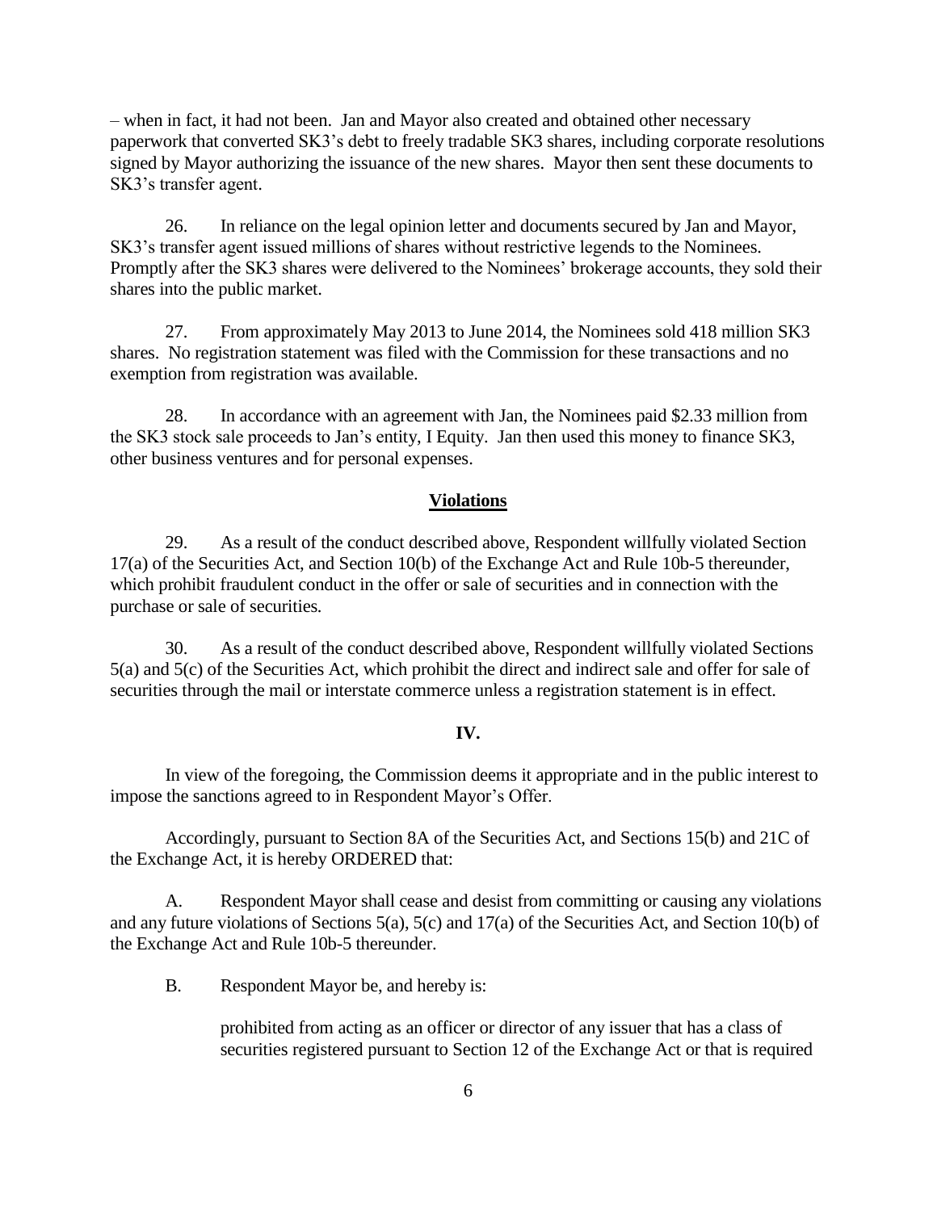– when in fact, it had not been. Jan and Mayor also created and obtained other necessary paperwork that converted SK3's debt to freely tradable SK3 shares, including corporate resolutions signed by Mayor authorizing the issuance of the new shares. Mayor then sent these documents to SK3's transfer agent.

26. In reliance on the legal opinion letter and documents secured by Jan and Mayor, SK3's transfer agent issued millions of shares without restrictive legends to the Nominees. Promptly after the SK3 shares were delivered to the Nominees' brokerage accounts, they sold their shares into the public market.

27. From approximately May 2013 to June 2014, the Nominees sold 418 million SK3 shares. No registration statement was filed with the Commission for these transactions and no exemption from registration was available.

28. In accordance with an agreement with Jan, the Nominees paid \$2.33 million from the SK3 stock sale proceeds to Jan's entity, I Equity. Jan then used this money to finance SK3, other business ventures and for personal expenses.

## Violations

29. As a result of the conduct described above, Respondent willfully violated Section 17(a) of the Securities Act, and Section 10(b) of the Exchange Act and Rule 10b-5 thereunder, which prohibit fraudulent conduct in the offer or sale of securities and in connection with the purchase or sale of securities.

30. As a result of the conduct described above, Respondent willfully violated Sections 5(a) and 5(c) of the Securities Act, which prohibit the direct and indirect sale and offer for sale of securities through the mail or interstate commerce unless a registration statement is in effect.

## IV.

In view of the foregoing, the Commission deems it appropriate and in the public interest to impose the sanctions agreed to in Respondent Mayor's Offer.

Accordingly, pursuant to Section 8A of the Securities Act, and Sections 15(b) and 21C of the Exchange Act, it is hereby ORDERED that:

A. Respondent Mayor shall cease and desist from committing or causing any violations and any future violations of Sections 5(a), 5(c) and 17(a) of the Securities Act, and Section 10(b) of the Exchange Act and Rule 10b-5 thereunder.

B. Respondent Mayor be, and hereby is:

prohibited from acting as an officer or director of any issuer that has a class of securities registered pursuant to Section 12 of the Exchange Act or that is required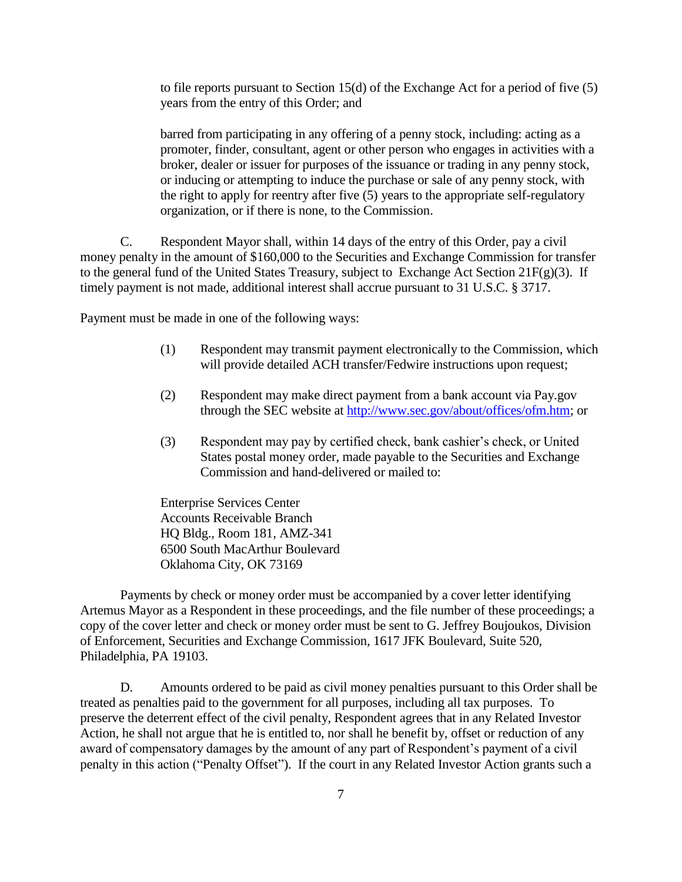to file reports pursuant to Section 15(d) of the Exchange Act for a period of five (5) years from the entry of this Order; and

barred from participating in any offering of a penny stock, including: acting as a promoter, finder, consultant, agent or other person who engages in activities with a broker, dealer or issuer for purposes of the issuance or trading in any penny stock, or inducing or attempting to induce the purchase or sale of any penny stock, with the right to apply for reentry after five (5) years to the appropriate self-regulatory organization, or if there is none, to the Commission.

C. Respondent Mayor shall, within 14 days of the entry of this Order, pay a civil money penalty in the amount of $160,000 to the Securities and Exchange Commission for transfer to the general fund of the United States Treasury, subject to Exchange Act Section 21F(g)(3). If timely payment is not made, additional interest shall accrue pursuant to 31 U.S.C. § 3717.

Payment must be made in one of the following ways:

(1) Respondent may transmit payment electronically to the Commission, which will provide detailed ACH transfer/Fedwire instructions upon request;

(2) Respondent may make direct payment from a bank account via Pay.gov through the SEC website at http://www.sec.gov/about/offices/ofm.htm; or

(3) Respondent may pay by certified check, bank cashier's check, or United States postal money order, made payable to the Securities and Exchange Commission and hand-delivered or mailed to:

Enterprise Services Center
Accounts Receivable Branch
HQ Bldg., Room 181, AMZ-341
6500 South MacArthur Boulevard
Oklahoma City, OK 73169

Payments by check or money order must be accompanied by a cover letter identifying Artemus Mayor as a Respondent in these proceedings, and the file number of these proceedings; a copy of the cover letter and check or money order must be sent to G. Jeffrey Boujoukos, Division of Enforcement, Securities and Exchange Commission, 1617 JFK Boulevard, Suite 520, Philadelphia, PA 19103.

D. Amounts ordered to be paid as civil money penalties pursuant to this Order shall be treated as penalties paid to the government for all purposes, including all tax purposes. To preserve the deterrent effect of the civil penalty, Respondent agrees that in any Related Investor Action, he shall not argue that he is entitled to, nor shall he benefit by, offset or reduction of any award of compensatory damages by the amount of any part of Respondent's payment of a civil penalty in this action ("Penalty Offset"). If the court in any Related Investor Action grants such a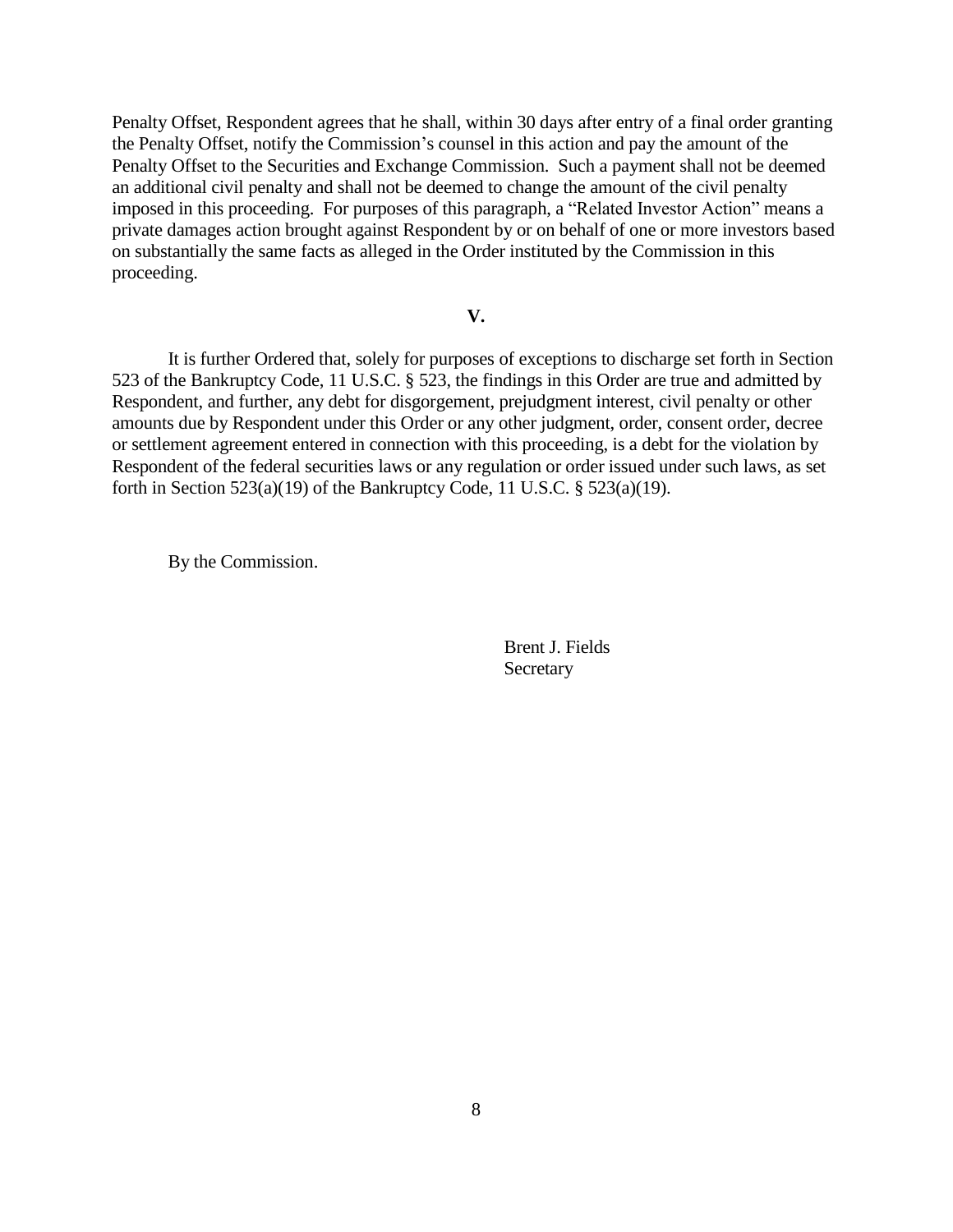Penalty Offset, Respondent agrees that he shall, within 30 days after entry of a final order granting the Penalty Offset, notify the Commission's counsel in this action and pay the amount of the Penalty Offset to the Securities and Exchange Commission. Such a payment shall not be deemed an additional civil penalty and shall not be deemed to change the amount of the civil penalty imposed in this proceeding. For purposes of this paragraph, a "Related Investor Action" means a private damages action brought against Respondent by or on behalf of one or more investors based on substantially the same facts as alleged in the Order instituted by the Commission in this proceeding.

**V.**

It is further Ordered that, solely for purposes of exceptions to discharge set forth in Section 523 of the Bankruptcy Code, 11 U.S.C. § 523, the findings in this Order are true and admitted by Respondent, and further, any debt for disgorgement, prejudgment interest, civil penalty or other amounts due by Respondent under this Order or any other judgment, order, consent order, decree or settlement agreement entered in connection with this proceeding, is a debt for the violation by Respondent of the federal securities laws or any regulation or order issued under such laws, as set forth in Section 523(a)(19) of the Bankruptcy Code, 11 U.S.C. § 523(a)(19).

By the Commission.

Brent J. Fields
Secretary